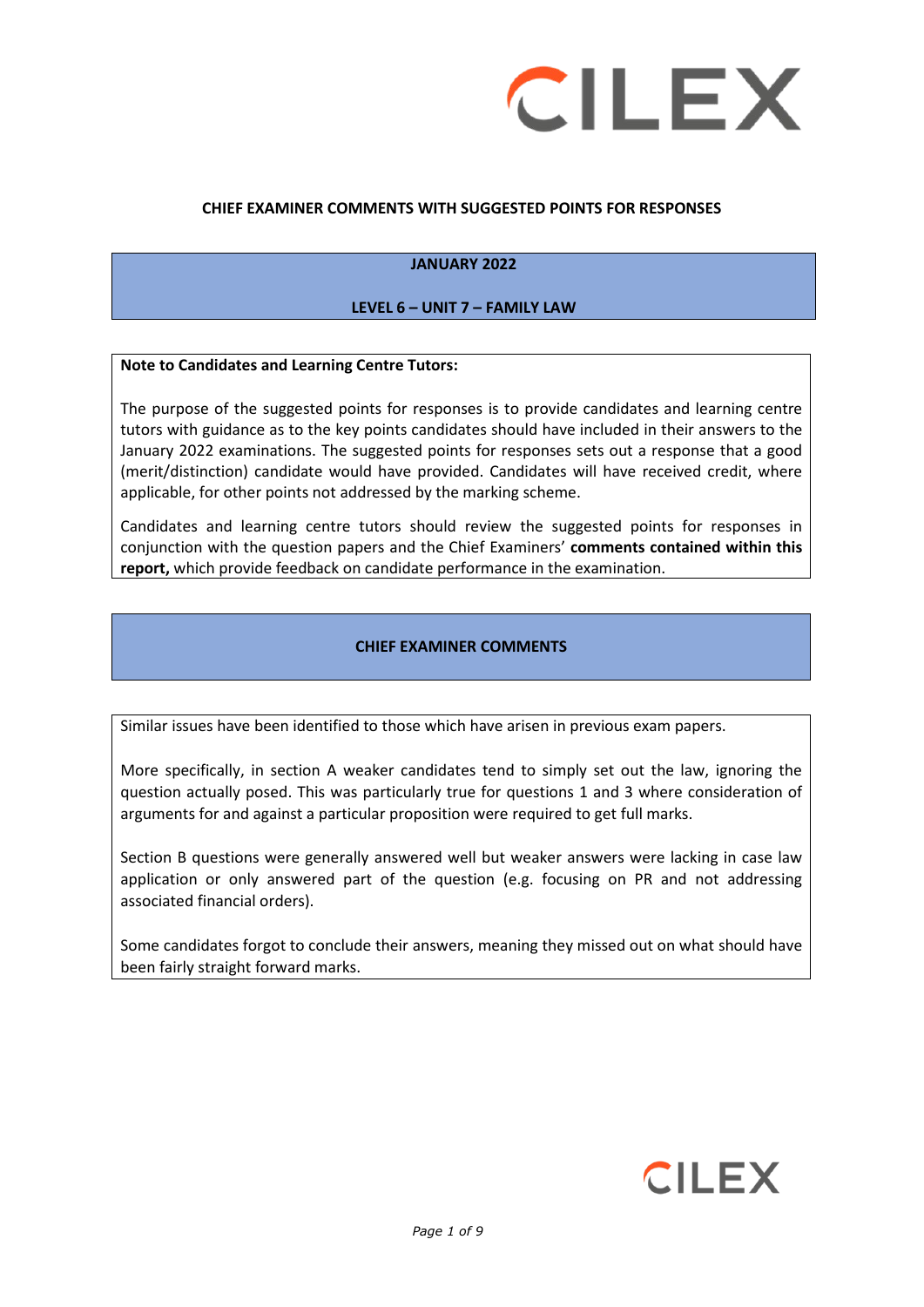# CHIEF EXAMINER COMMENTS WITH SUGGESTED POINTS FOR RESPONSES

## JANUARY 2022

## LEVEL 6 – UNIT 7 – FAMILY LAW

**Note to Candidates and Learning Centre Tutors:**

The purpose of the suggested points for responses is to provide candidates and learning centre tutors with guidance as to the key points candidates should have included in their answers to the January 2022 examinations. The suggested points for responses sets out a response that a good (merit/distinction) candidate would have provided. Candidates will have received credit, where applicable, for other points not addressed by the marking scheme.

Candidates and learning centre tutors should review the suggested points for responses in conjunction with the question papers and the Chief Examiners' **comments contained within this report,** which provide feedback on candidate performance in the examination.

## CHIEF EXAMINER COMMENTS

Similar issues have been identified to those which have arisen in previous exam papers.

More specifically, in section A weaker candidates tend to simply set out the law, ignoring the question actually posed. This was particularly true for questions 1 and 3 where consideration of arguments for and against a particular proposition were required to get full marks.

Section B questions were generally answered well but weaker answers were lacking in case law application or only answered part of the question (e.g. focusing on PR and not addressing associated financial orders).

Some candidates forgot to conclude their answers, meaning they missed out on what should have been fairly straight forward marks.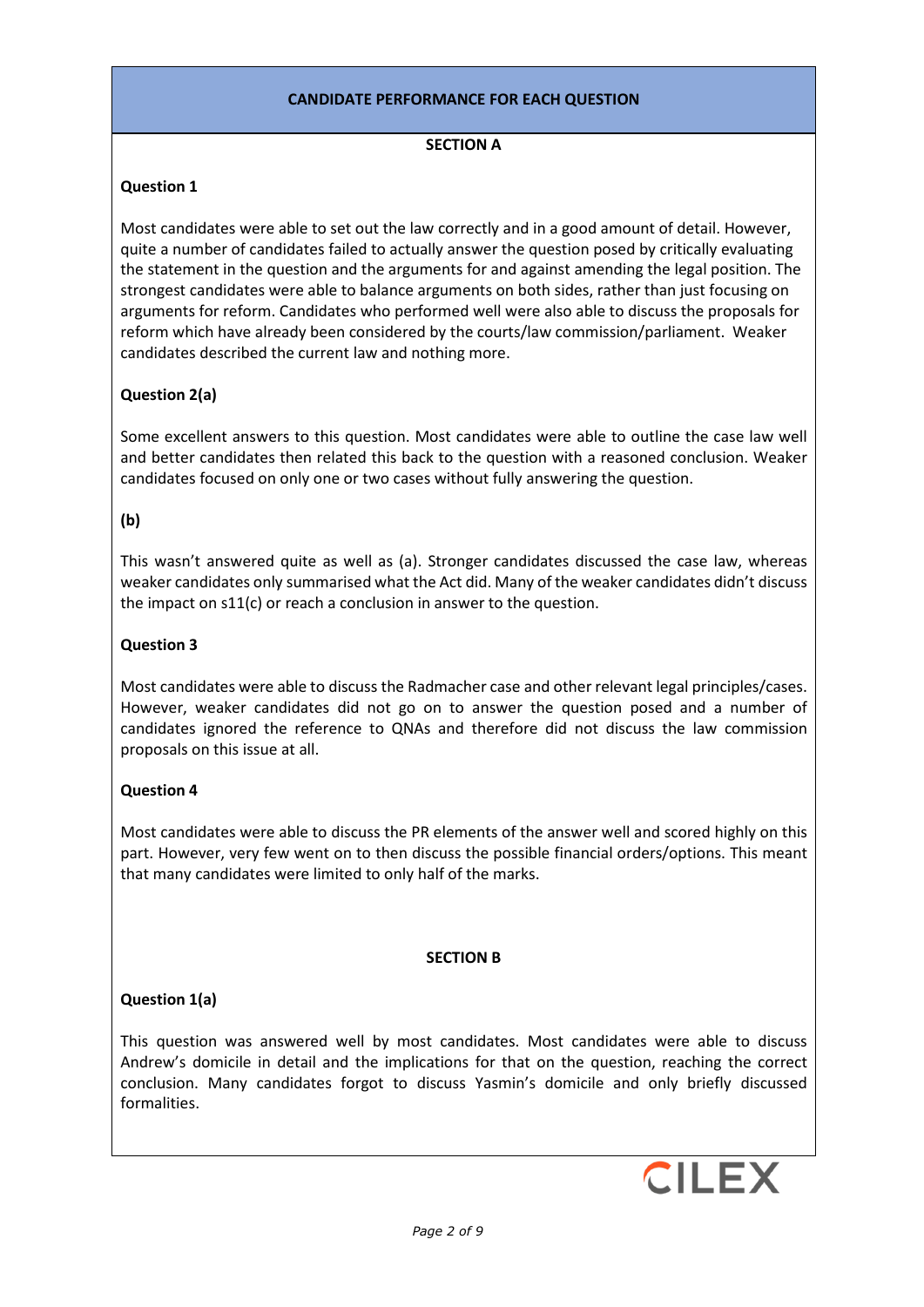## CANDIDATE PERFORMANCE FOR EACH QUESTION

### SECTION A

**Question 1**

Most candidates were able to set out the law correctly and in a good amount of detail. However, quite a number of candidates failed to actually answer the question posed by critically evaluating the statement in the question and the arguments for and against amending the legal position. The strongest candidates were able to balance arguments on both sides, rather than just focusing on arguments for reform. Candidates who performed well were also able to discuss the proposals for reform which have already been considered by the courts/law commission/parliament. Weaker candidates described the current law and nothing more.

**Question 2(a)**

Some excellent answers to this question. Most candidates were able to outline the case law well and better candidates then related this back to the question with a reasoned conclusion. Weaker candidates focused on only one or two cases without fully answering the question.

**(b)**

This wasn't answered quite as well as (a). Stronger candidates discussed the case law, whereas weaker candidates only summarised what the Act did. Many of the weaker candidates didn't discuss the impact on s11(c) or reach a conclusion in answer to the question.

**Question 3**

Most candidates were able to discuss the Radmacher case and other relevant legal principles/cases. However, weaker candidates did not go on to answer the question posed and a number of candidates ignored the reference to QNAs and therefore did not discuss the law commission proposals on this issue at all.

**Question 4**

Most candidates were able to discuss the PR elements of the answer well and scored highly on this part. However, very few went on to then discuss the possible financial orders/options. This meant that many candidates were limited to only half of the marks.

### SECTION B

**Question 1(a)**

This question was answered well by most candidates. Most candidates were able to discuss Andrew's domicile in detail and the implications for that on the question, reaching the correct conclusion. Many candidates forgot to discuss Yasmin's domicile and only briefly discussed formalities.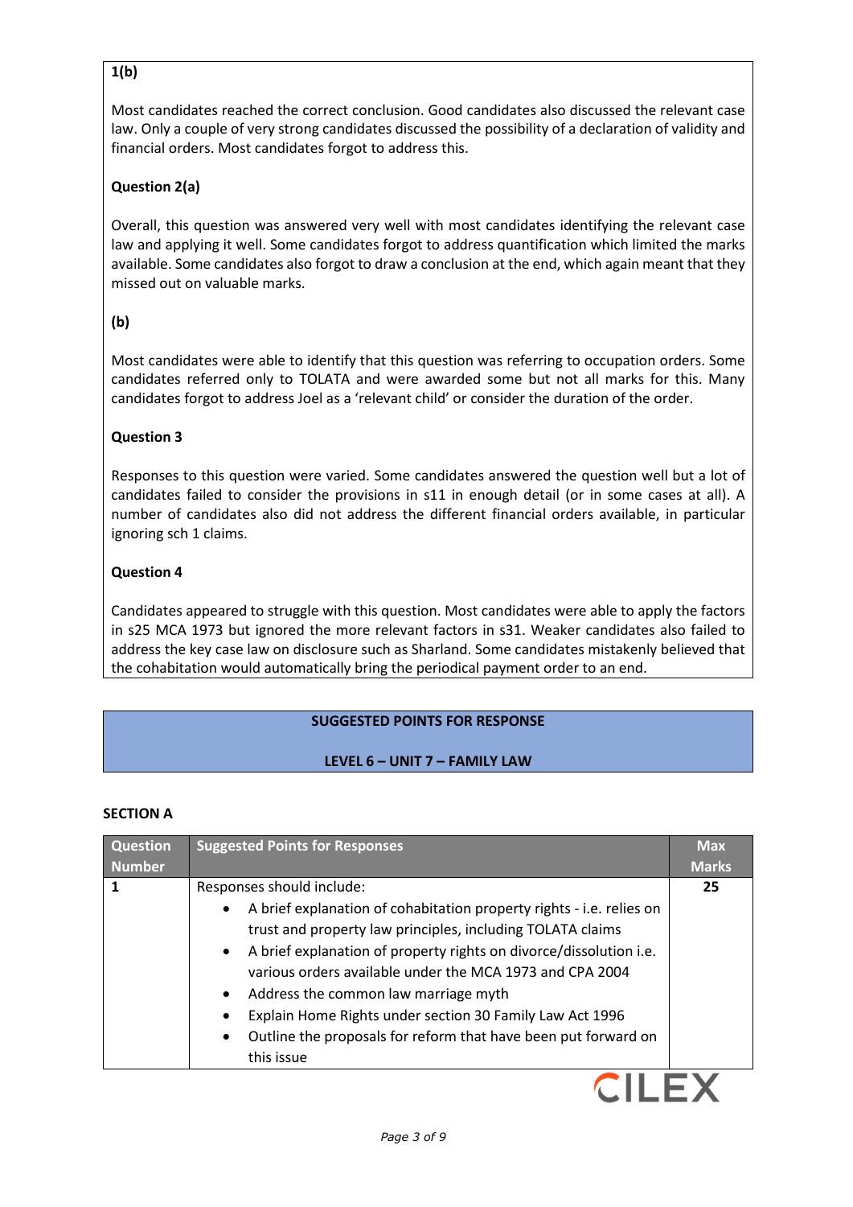**1(b)**

Most candidates reached the correct conclusion. Good candidates also discussed the relevant case law. Only a couple of very strong candidates discussed the possibility of a declaration of validity and financial orders. Most candidates forgot to address this.

**Question 2(a)**

Overall, this question was answered very well with most candidates identifying the relevant case law and applying it well. Some candidates forgot to address quantification which limited the marks available. Some candidates also forgot to draw a conclusion at the end, which again meant that they missed out on valuable marks.

**(b)**

Most candidates were able to identify that this question was referring to occupation orders. Some candidates referred only to TOLATA and were awarded some but not all marks for this. Many candidates forgot to address Joel as a 'relevant child' or consider the duration of the order.

**Question 3**

Responses to this question were varied. Some candidates answered the question well but a lot of candidates failed to consider the provisions in s11 in enough detail (or in some cases at all). A number of candidates also did not address the different financial orders available, in particular ignoring sch 1 claims.

**Question 4**

Candidates appeared to struggle with this question. Most candidates were able to apply the factors in s25 MCA 1973 but ignored the more relevant factors in s31. Weaker candidates also failed to address the key case law on disclosure such as Sharland. Some candidates mistakenly believed that the cohabitation would automatically bring the periodical payment order to an end.

**SUGGESTED POINTS FOR RESPONSE**

**LEVEL 6 – UNIT 7 – FAMILY LAW**

**SECTION A**

| Question Number | Suggested Points for Responses | Max Marks |
|---|---|---|
| 1 | Responses should include:<br>• A brief explanation of cohabitation property rights - i.e. relies on trust and property law principles, including TOLATA claims<br>• A brief explanation of property rights on divorce/dissolution i.e. various orders available under the MCA 1973 and CPA 2004<br>• Address the common law marriage myth<br>• Explain Home Rights under section 30 Family Law Act 1996<br>• Outline the proposals for reform that have been put forward on this issue | 25 |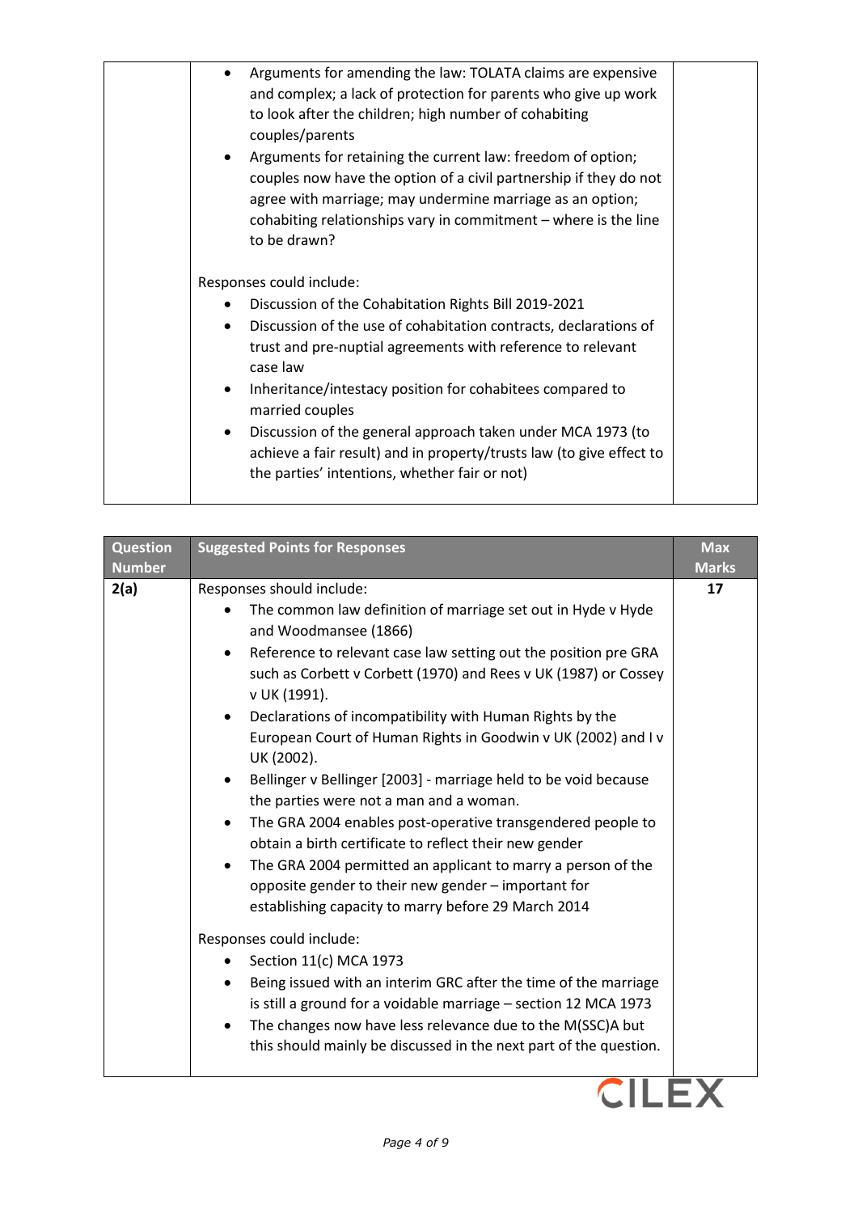| | | |
|---|---|---|
| | • Arguments for amending the law: TOLATA claims are expensive and complex; a lack of protection for parents who give up work to look after the children; high number of cohabiting couples/parents<br>• Arguments for retaining the current law: freedom of option; couples now have the option of a civil partnership if they do not agree with marriage; may undermine marriage as an option; cohabiting relationships vary in commitment – where is the line to be drawn?<br><br>Responses could include:<br>• Discussion of the Cohabitation Rights Bill 2019-2021<br>• Discussion of the use of cohabitation contracts, declarations of trust and pre-nuptial agreements with reference to relevant case law<br>• Inheritance/intestacy position for cohabitees compared to married couples<br>• Discussion of the general approach taken under MCA 1973 (to achieve a fair result) and in property/trusts law (to give effect to the parties' intentions, whether fair or not) | |

| Question Number | Suggested Points for Responses | Max Marks |
|---|---|---|
| **2(a)** | Responses should include:<br>• The common law definition of marriage set out in Hyde v Hyde and Woodmansee (1866)<br>• Reference to relevant case law setting out the position pre GRA such as Corbett v Corbett (1970) and Rees v UK (1987) or Cossey v UK (1991).<br>• Declarations of incompatibility with Human Rights by the European Court of Human Rights in Goodwin v UK (2002) and I v UK (2002).<br>• Bellinger v Bellinger [2003] - marriage held to be void because the parties were not a man and a woman.<br>• The GRA 2004 enables post-operative transgendered people to obtain a birth certificate to reflect their new gender<br>• The GRA 2004 permitted an applicant to marry a person of the opposite gender to their new gender – important for establishing capacity to marry before 29 March 2014<br><br>Responses could include:<br>• Section 11(c) MCA 1973<br>• Being issued with an interim GRC after the time of the marriage is still a ground for a voidable marriage – section 12 MCA 1973<br>• The changes now have less relevance due to the M(SSC)A but this should mainly be discussed in the next part of the question. | **17** |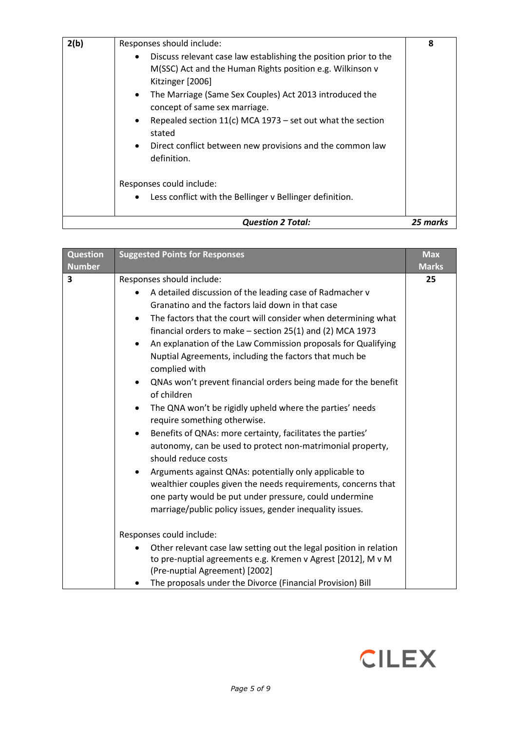| | | |
|---|---|---|
| **2(b)** | Responses should include:<br>• Discuss relevant case law establishing the position prior to the M(SSC) Act and the Human Rights position e.g. Wilkinson v Kitzinger [2006]<br>• The Marriage (Same Sex Couples) Act 2013 introduced the concept of same sex marriage.<br>• Repealed section 11(c) MCA 1973 – set out what the section stated<br>• Direct conflict between new provisions and the common law definition.<br><br>Responses could include:<br>• Less conflict with the Bellinger v Bellinger definition. | **8** |
| | ***Question 2 Total:*** | ***25 marks*** |

| Question Number | Suggested Points for Responses | Max Marks |
|---|---|---|
| **3** | Responses should include:<br>• A detailed discussion of the leading case of Radmacher v Granatino and the factors laid down in that case<br>• The factors that the court will consider when determining what financial orders to make – section 25(1) and (2) MCA 1973<br>• An explanation of the Law Commission proposals for Qualifying Nuptial Agreements, including the factors that much be complied with<br>• QNAs won't prevent financial orders being made for the benefit of children<br>• The QNA won't be rigidly upheld where the parties' needs require something otherwise.<br>• Benefits of QNAs: more certainty, facilitates the parties' autonomy, can be used to protect non-matrimonial property, should reduce costs<br>• Arguments against QNAs: potentially only applicable to wealthier couples given the needs requirements, concerns that one party would be put under pressure, could undermine marriage/public policy issues, gender inequality issues.<br><br>Responses could include:<br>• Other relevant case law setting out the legal position in relation to pre-nuptial agreements e.g. Kremen v Agrest [2012], M v M (Pre-nuptial Agreement) [2002]<br>• The proposals under the Divorce (Financial Provision) Bill | **25** |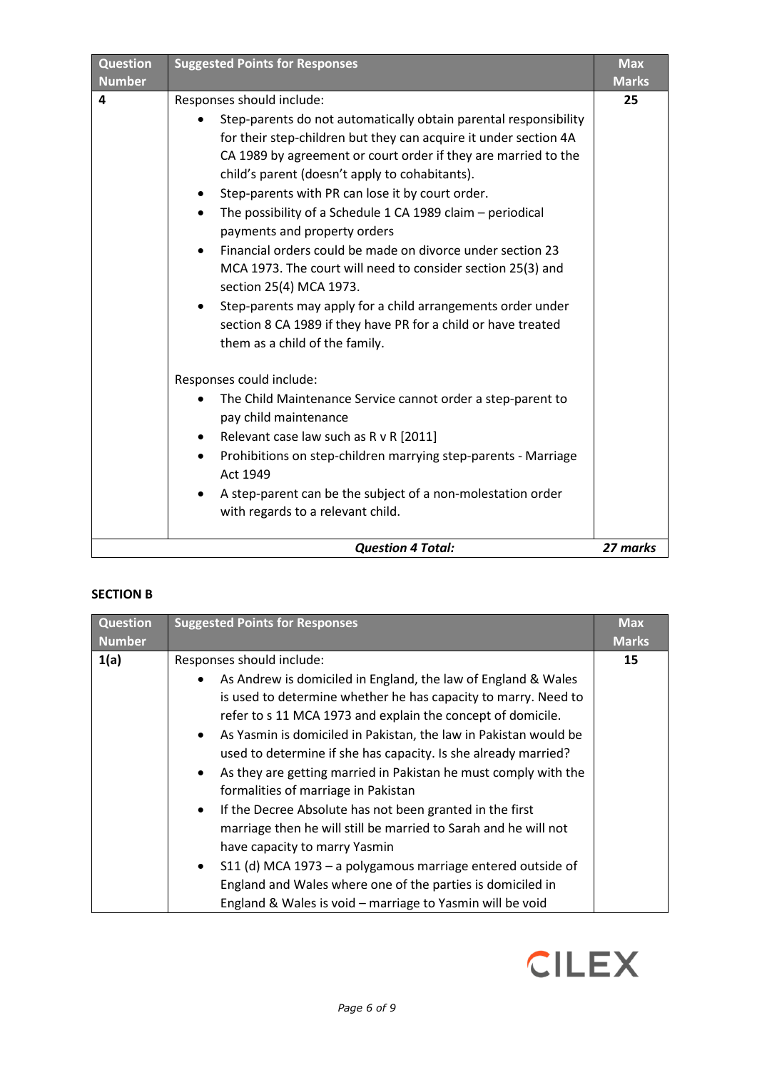| Question Number | Suggested Points for Responses | Max Marks |
|---|---|---|
| 4 | Responses should include:<br>• Step-parents do not automatically obtain parental responsibility for their step-children but they can acquire it under section 4A CA 1989 by agreement or court order if they are married to the child's parent (doesn't apply to cohabitants).<br>• Step-parents with PR can lose it by court order.<br>• The possibility of a Schedule 1 CA 1989 claim – periodical payments and property orders<br>• Financial orders could be made on divorce under section 23 MCA 1973. The court will need to consider section 25(3) and section 25(4) MCA 1973.<br>• Step-parents may apply for a child arrangements order under section 8 CA 1989 if they have PR for a child or have treated them as a child of the family.<br><br>Responses could include:<br>• The Child Maintenance Service cannot order a step-parent to pay child maintenance<br>• Relevant case law such as R v R [2011]<br>• Prohibitions on step-children marrying step-parents - Marriage Act 1949<br>• A step-parent can be the subject of a non-molestation order with regards to a relevant child. | 25 |
| | ***Question 4 Total:*** | ***27 marks*** |

**SECTION B**

| Question Number | Suggested Points for Responses | Max Marks |
|---|---|---|
| **1(a)** | Responses should include:<br>• As Andrew is domiciled in England, the law of England & Wales is used to determine whether he has capacity to marry. Need to refer to s 11 MCA 1973 and explain the concept of domicile.<br>• As Yasmin is domiciled in Pakistan, the law in Pakistan would be used to determine if she has capacity. Is she already married?<br>• As they are getting married in Pakistan he must comply with the formalities of marriage in Pakistan<br>• If the Decree Absolute has not been granted in the first marriage then he will still be married to Sarah and he will not have capacity to marry Yasmin<br>• S11 (d) MCA 1973 – a polygamous marriage entered outside of England and Wales where one of the parties is domiciled in England & Wales is void – marriage to Yasmin will be void | 15 |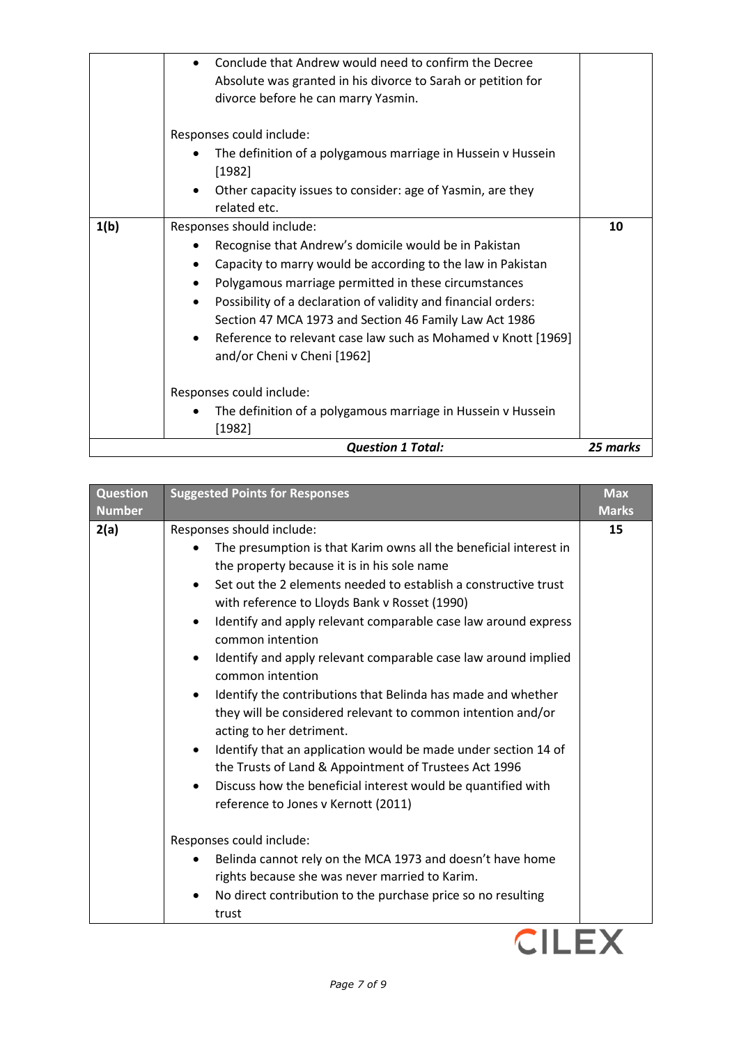| | | |
|---|---|---|
| | <ul><li>Conclude that Andrew would need to confirm the Decree Absolute was granted in his divorce to Sarah or petition for divorce before he can marry Yasmin.</li></ul>Responses could include:<ul><li>The definition of a polygamous marriage in Hussein v Hussein [1982]</li><li>Other capacity issues to consider: age of Yasmin, are they related etc.</li></ul> | |
| **1(b)** | Responses should include:<ul><li>Recognise that Andrew's domicile would be in Pakistan</li><li>Capacity to marry would be according to the law in Pakistan</li><li>Polygamous marriage permitted in these circumstances</li><li>Possibility of a declaration of validity and financial orders: Section 47 MCA 1973 and Section 46 Family Law Act 1986</li><li>Reference to relevant case law such as Mohamed v Knott [1969] and/or Cheni v Cheni [1962]</li></ul>Responses could include:<ul><li>The definition of a polygamous marriage in Hussein v Hussein [1982]</li></ul> | **10** |
| | ***Question 1 Total:*** | ***25 marks*** |

| Question Number | Suggested Points for Responses | Max Marks |
|---|---|---|
| **2(a)** | Responses should include:<ul><li>The presumption is that Karim owns all the beneficial interest in the property because it is in his sole name</li><li>Set out the 2 elements needed to establish a constructive trust with reference to Lloyds Bank v Rosset (1990)</li><li>Identify and apply relevant comparable case law around express common intention</li><li>Identify and apply relevant comparable case law around implied common intention</li><li>Identify the contributions that Belinda has made and whether they will be considered relevant to common intention and/or acting to her detriment.</li><li>Identify that an application would be made under section 14 of the Trusts of Land & Appointment of Trustees Act 1996</li><li>Discuss how the beneficial interest would be quantified with reference to Jones v Kernott (2011)</li></ul>Responses could include:<ul><li>Belinda cannot rely on the MCA 1973 and doesn't have home rights because she was never married to Karim.</li><li>No direct contribution to the purchase price so no resulting trust</li></ul> | **15** |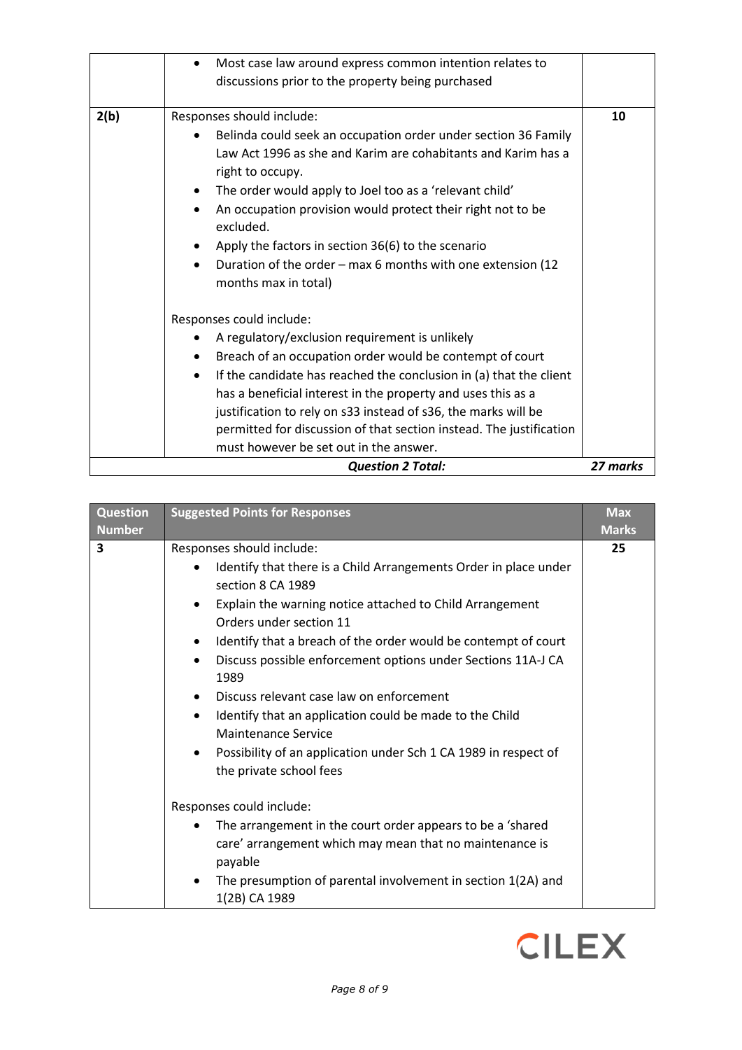| | | |
|---|---|---|
| | • Most case law around express common intention relates to discussions prior to the property being purchased | |
| 2(b) | Responses should include:<br>• Belinda could seek an occupation order under section 36 Family Law Act 1996 as she and Karim are cohabitants and Karim has a right to occupy.<br>• The order would apply to Joel too as a 'relevant child'<br>• An occupation provision would protect their right not to be excluded.<br>• Apply the factors in section 36(6) to the scenario<br>• Duration of the order – max 6 months with one extension (12 months max in total)<br><br>Responses could include:<br>• A regulatory/exclusion requirement is unlikely<br>• Breach of an occupation order would be contempt of court<br>• If the candidate has reached the conclusion in (a) that the client has a beneficial interest in the property and uses this as a justification to rely on s33 instead of s36, the marks will be permitted for discussion of that section instead. The justification must however be set out in the answer. | 10 |
| | ***Question 2 Total:*** | ***27 marks*** |

| Question Number | Suggested Points for Responses | Max Marks |
|---|---|---|
| 3 | Responses should include:<br>• Identify that there is a Child Arrangements Order in place under section 8 CA 1989<br>• Explain the warning notice attached to Child Arrangement Orders under section 11<br>• Identify that a breach of the order would be contempt of court<br>• Discuss possible enforcement options under Sections 11A-J CA 1989<br>• Discuss relevant case law on enforcement<br>• Identify that an application could be made to the Child Maintenance Service<br>• Possibility of an application under Sch 1 CA 1989 in respect of the private school fees<br><br>Responses could include:<br>• The arrangement in the court order appears to be a 'shared care' arrangement which may mean that no maintenance is payable<br>• The presumption of parental involvement in section 1(2A) and 1(2B) CA 1989 | 25 |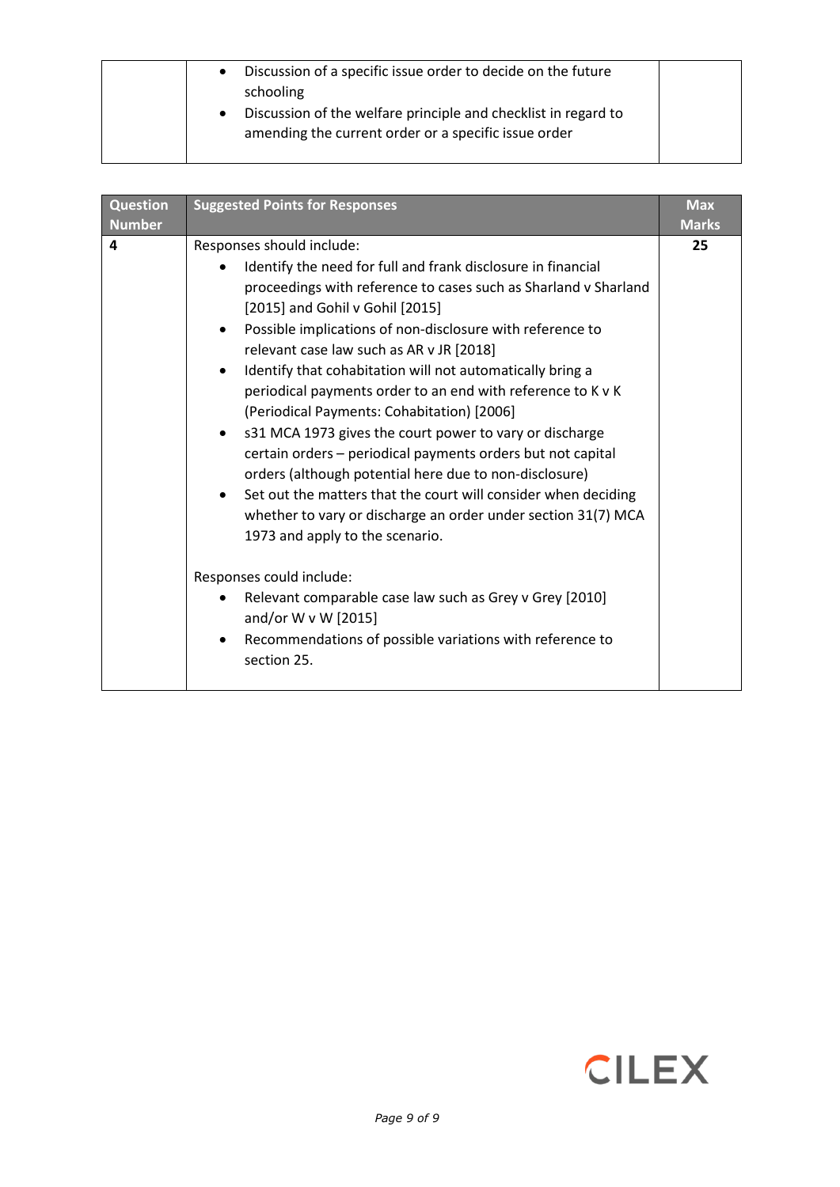| | | |
|---|---|---|
| | • Discussion of a specific issue order to decide on the future schooling<br>• Discussion of the welfare principle and checklist in regard to amending the current order or a specific issue order | |

| Question Number | Suggested Points for Responses | Max Marks |
|---|---|---|
| 4 | Responses should include:<br>• Identify the need for full and frank disclosure in financial proceedings with reference to cases such as Sharland v Sharland [2015] and Gohil v Gohil [2015]<br>• Possible implications of non-disclosure with reference to relevant case law such as AR v JR [2018]<br>• Identify that cohabitation will not automatically bring a periodical payments order to an end with reference to K v K (Periodical Payments: Cohabitation) [2006]<br>• s31 MCA 1973 gives the court power to vary or discharge certain orders – periodical payments orders but not capital orders (although potential here due to non-disclosure)<br>• Set out the matters that the court will consider when deciding whether to vary or discharge an order under section 31(7) MCA 1973 and apply to the scenario.<br><br>Responses could include:<br>• Relevant comparable case law such as Grey v Grey [2010] and/or W v W [2015]<br>• Recommendations of possible variations with reference to section 25. | 25 |